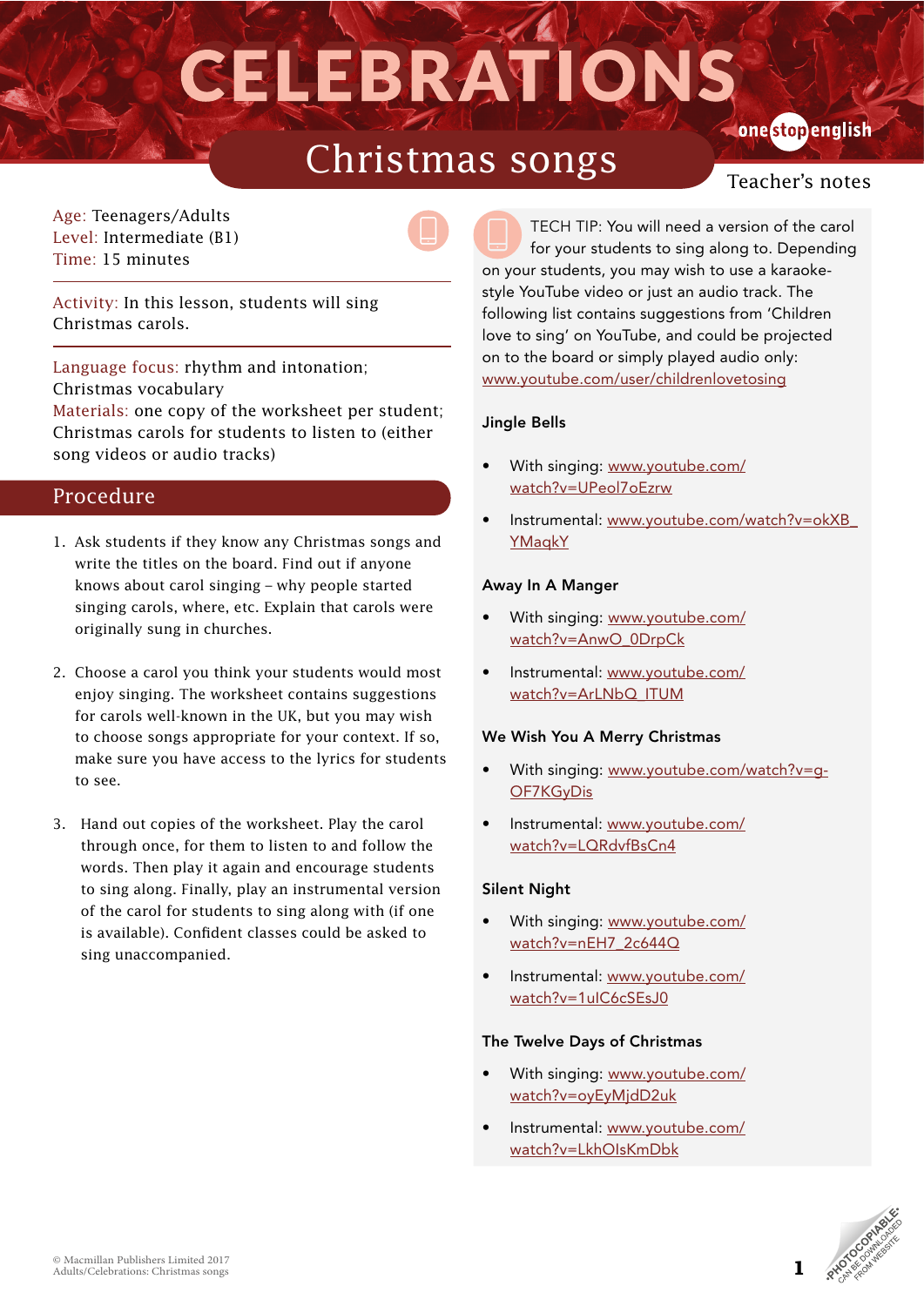# CELEBRATIONS

## Christmas songs

Teacher's notes

Age: Teenagers/Adults
Level: Intermediate (B1)
Time: 15 minutes

Activity: In this lesson, students will sing Christmas carols.

Language focus: rhythm and intonation; Christmas vocabulary
Materials: one copy of the worksheet per student; Christmas carols for students to listen to (either song videos or audio tracks)

## Procedure

1. Ask students if they know any Christmas songs and write the titles on the board. Find out if anyone knows about carol singing – why people started singing carols, where, etc. Explain that carols were originally sung in churches.

2. Choose a carol you think your students would most enjoy singing. The worksheet contains suggestions for carols well-known in the UK, but you may wish to choose songs appropriate for your context. If so, make sure you have access to the lyrics for students to see.

3. Hand out copies of the worksheet. Play the carol through once, for them to listen to and follow the words. Then play it again and encourage students to sing along. Finally, play an instrumental version of the carol for students to sing along with (if one is available). Confident classes could be asked to sing unaccompanied.

TECH TIP: You will need a version of the carol for your students to sing along to. Depending on your students, you may wish to use a karaoke-style YouTube video or just an audio track. The following list contains suggestions from 'Children love to sing' on YouTube, and could be projected on to the board or simply played audio only: www.youtube.com/user/childrenlovetosing

**Jingle Bells**

- With singing: www.youtube.com/watch?v=UPeol7oEzrw
- Instrumental: www.youtube.com/watch?v=okXB_YMaqkY

**Away In A Manger**

- With singing: www.youtube.com/watch?v=AnwO_0DrpCk
- Instrumental: www.youtube.com/watch?v=ArLNbQ_ITUM

**We Wish You A Merry Christmas**

- With singing: www.youtube.com/watch?v=g-OF7KGyDis
- Instrumental: www.youtube.com/watch?v=LQRdvfBsCn4

**Silent Night**

- With singing: www.youtube.com/watch?v=nEH7_2c644Q
- Instrumental: www.youtube.com/watch?v=1uIC6cSEsJ0

**The Twelve Days of Christmas**

- With singing: www.youtube.com/watch?v=oyEyMjdD2uk
- Instrumental: www.youtube.com/watch?v=LkhOIsKmDbk

© Macmillan Publishers Limited 2017
Adults/Celebrations: Christmas songs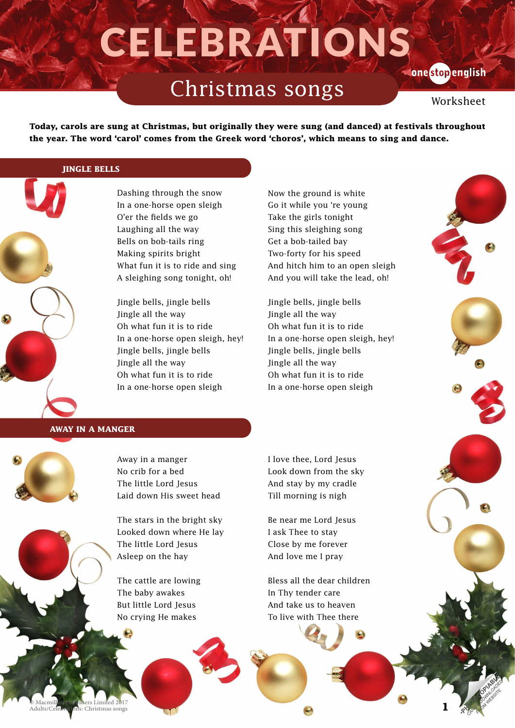# CELEBRATIONS

## Christmas songs

Worksheet

**Today, carols are sung at Christmas, but originally they were sung (and danced) at festivals throughout the year. The word 'carol' comes from the Greek word 'choros', which means to sing and dance.**

### JINGLE BELLS

Dashing through the snow
In a one-horse open sleigh
O'er the fields we go
Laughing all the way
Bells on bob-tails ring
Making spirits bright
What fun it is to ride and sing
A sleighing song tonight, oh!

Jingle bells, jingle bells
Jingle all the way
Oh what fun it is to ride
In a one-horse open sleigh, hey!
Jingle bells, jingle bells
Jingle all the way
Oh what fun it is to ride
In a one-horse open sleigh

Now the ground is white
Go it while you 're young
Take the girls tonight
Sing this sleighing song
Get a bob-tailed bay
Two-forty for his speed
And hitch him to an open sleigh
And you will take the lead, oh!

Jingle bells, jingle bells
Jingle all the way
Oh what fun it is to ride
In a one-horse open sleigh, hey!
Jingle bells, jingle bells
Jingle all the way
Oh what fun it is to ride
In a one-horse open sleigh

### AWAY IN A MANGER

Away in a manger
No crib for a bed
The little Lord Jesus
Laid down His sweet head

The stars in the bright sky
Looked down where He lay
The little Lord Jesus
Asleep on the hay

The cattle are lowing
The baby awakes
But little Lord Jesus
No crying He makes

I love thee, Lord Jesus
Look down from the sky
And stay by my cradle
Till morning is nigh

Be near me Lord Jesus
I ask Thee to stay
Close by me forever
And love me I pray

Bless all the dear children
In Thy tender care
And take us to heaven
To live with Thee there

© Macmillan Publishers Limited 2017
Adults/Celebrations: Christmas songs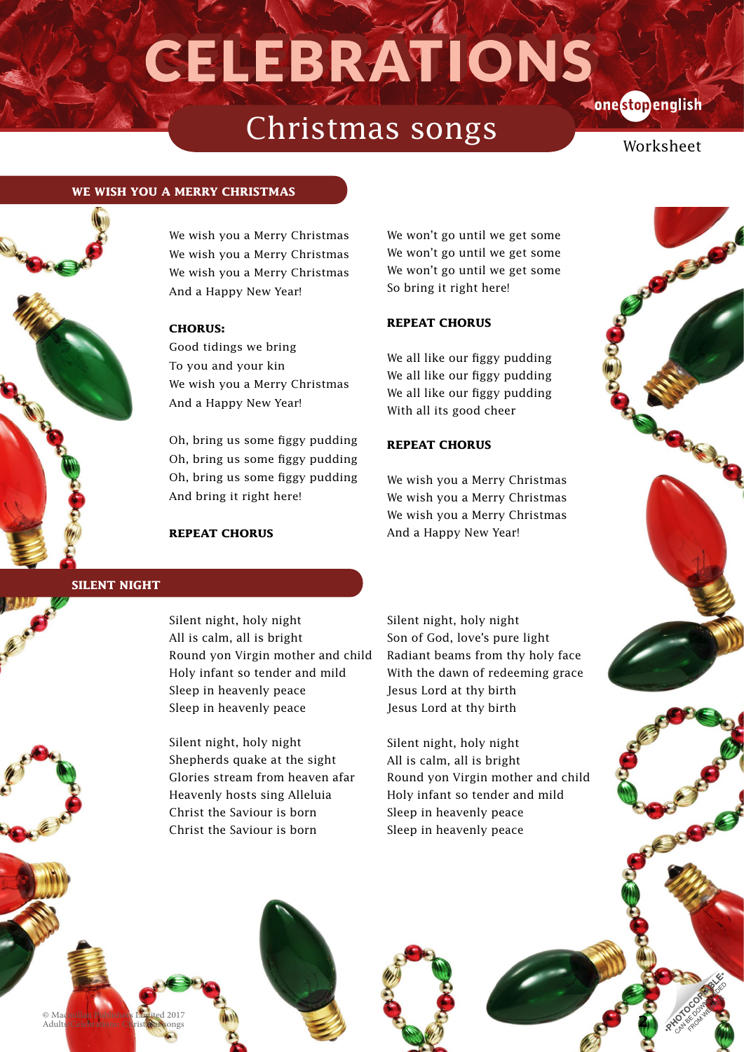# CELEBRATIONS

## Christmas songs

Worksheet

### WE WISH YOU A MERRY CHRISTMAS

We wish you a Merry Christmas
We wish you a Merry Christmas
We wish you a Merry Christmas
And a Happy New Year!

**CHORUS:**
Good tidings we bring
To you and your kin
We wish you a Merry Christmas
And a Happy New Year!

Oh, bring us some figgy pudding
Oh, bring us some figgy pudding
Oh, bring us some figgy pudding
And bring it right here!

**REPEAT CHORUS**

We won't go until we get some
We won't go until we get some
We won't go until we get some
So bring it right here!

**REPEAT CHORUS**

We all like our figgy pudding
We all like our figgy pudding
We all like our figgy pudding
With all its good cheer

**REPEAT CHORUS**

We wish you a Merry Christmas
We wish you a Merry Christmas
We wish you a Merry Christmas
And a Happy New Year!

### SILENT NIGHT

Silent night, holy night
All is calm, all is bright
Round yon Virgin mother and child
Holy infant so tender and mild
Sleep in heavenly peace
Sleep in heavenly peace

Silent night, holy night
Shepherds quake at the sight
Glories stream from heaven afar
Heavenly hosts sing Alleluia
Christ the Saviour is born
Christ the Saviour is born

Silent night, holy night
Son of God, love's pure light
Radiant beams from thy holy face
With the dawn of redeeming grace
Jesus Lord at thy birth
Jesus Lord at thy birth

Silent night, holy night
All is calm, all is bright
Round yon Virgin mother and child
Holy infant so tender and mild
Sleep in heavenly peace
Sleep in heavenly peace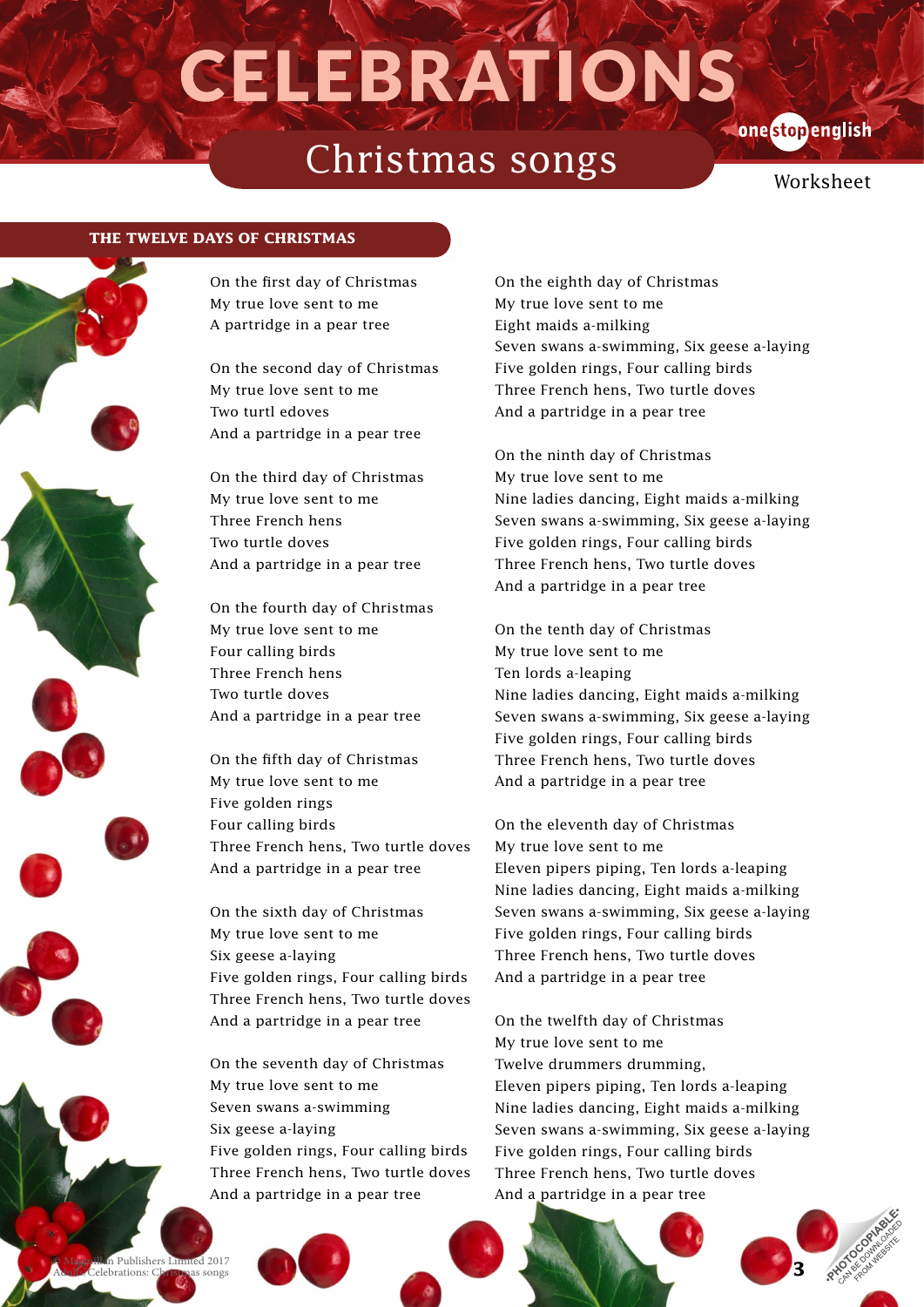# CELEBRATIONS

## Christmas songs

onestopenglish

Worksheet

### THE TWELVE DAYS OF CHRISTMAS

On the first day of Christmas
My true love sent to me
A partridge in a pear tree

On the second day of Christmas
My true love sent to me
Two turtl edoves
And a partridge in a pear tree

On the third day of Christmas
My true love sent to me
Three French hens
Two turtle doves
And a partridge in a pear tree

On the fourth day of Christmas
My true love sent to me
Four calling birds
Three French hens
Two turtle doves
And a partridge in a pear tree

On the fifth day of Christmas
My true love sent to me
Five golden rings
Four calling birds
Three French hens, Two turtle doves
And a partridge in a pear tree

On the sixth day of Christmas
My true love sent to me
Six geese a-laying
Five golden rings, Four calling birds
Three French hens, Two turtle doves
And a partridge in a pear tree

On the seventh day of Christmas
My true love sent to me
Seven swans a-swimming
Six geese a-laying
Five golden rings, Four calling birds
Three French hens, Two turtle doves
And a partridge in a pear tree

On the eighth day of Christmas
My true love sent to me
Eight maids a-milking
Seven swans a-swimming, Six geese a-laying
Five golden rings, Four calling birds
Three French hens, Two turtle doves
And a partridge in a pear tree

On the ninth day of Christmas
My true love sent to me
Nine ladies dancing, Eight maids a-milking
Seven swans a-swimming, Six geese a-laying
Five golden rings, Four calling birds
Three French hens, Two turtle doves
And a partridge in a pear tree

On the tenth day of Christmas
My true love sent to me
Ten lords a-leaping
Nine ladies dancing, Eight maids a-milking
Seven swans a-swimming, Six geese a-laying
Five golden rings, Four calling birds
Three French hens, Two turtle doves
And a partridge in a pear tree

On the eleventh day of Christmas
My true love sent to me
Eleven pipers piping, Ten lords a-leaping
Nine ladies dancing, Eight maids a-milking
Seven swans a-swimming, Six geese a-laying
Five golden rings, Four calling birds
Three French hens, Two turtle doves
And a partridge in a pear tree

On the twelfth day of Christmas
My true love sent to me
Twelve drummers drumming,
Eleven pipers piping, Ten lords a-leaping
Nine ladies dancing, Eight maids a-milking
Seven swans a-swimming, Six geese a-laying
Five golden rings, Four calling birds
Three French hens, Two turtle doves
And a partridge in a pear tree

© Macmillan Publishers Limited 2017
Adults Celebrations: Christmas songs

PHOTOCOPIABLE CAN BE DOWNLOADED FROM WEBSITE